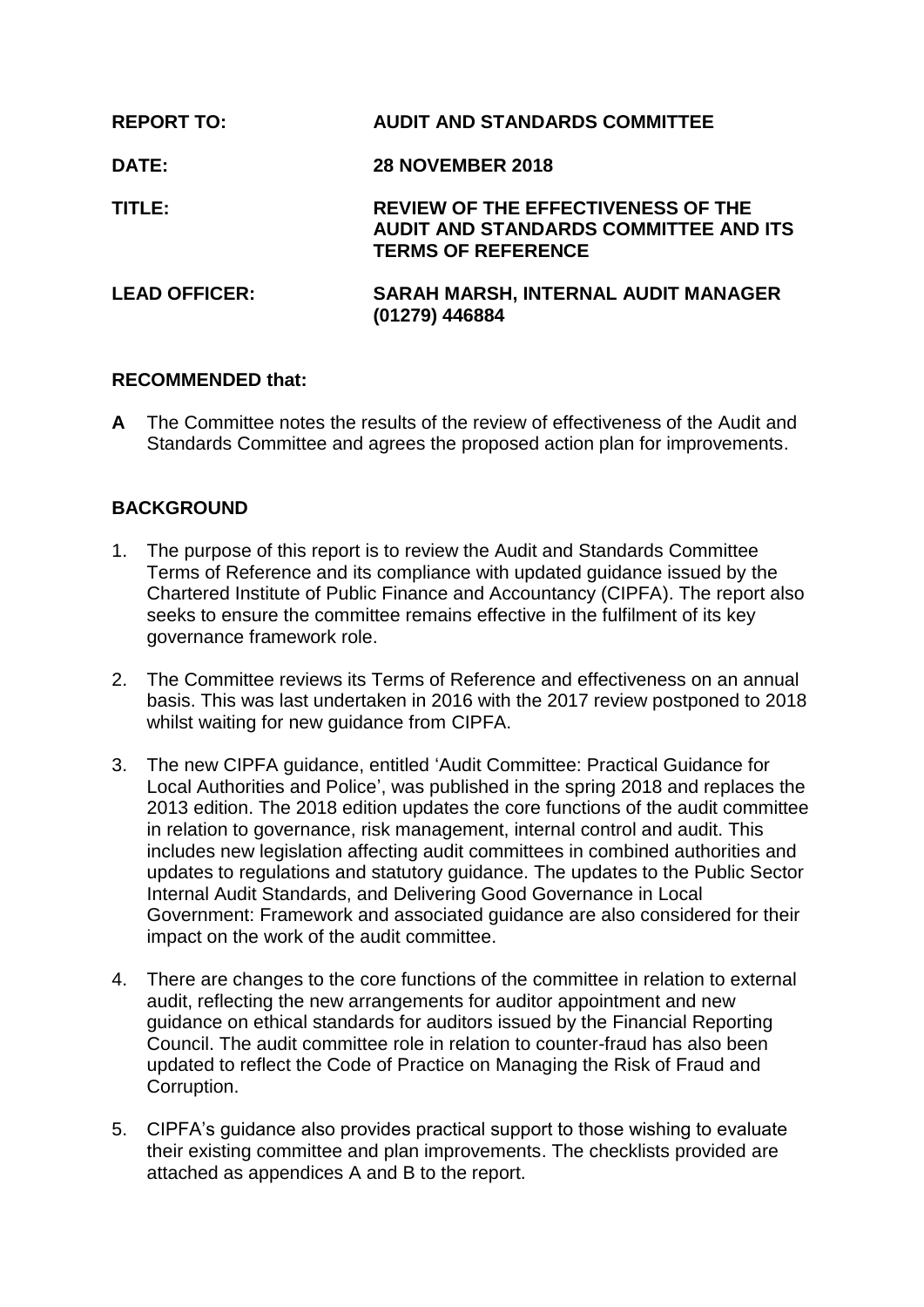| | |
|---|---|
| **REPORT TO:** | **AUDIT AND STANDARDS COMMITTEE** |
| **DATE:** | **28 NOVEMBER 2018** |
| **TITLE:** | **REVIEW OF THE EFFECTIVENESS OF THE AUDIT AND STANDARDS COMMITTEE AND ITS TERMS OF REFERENCE** |
| **LEAD OFFICER:** | **SARAH MARSH, INTERNAL AUDIT MANAGER (01279) 446884** |

## RECOMMENDED that:

**A** The Committee notes the results of the review of effectiveness of the Audit and Standards Committee and agrees the proposed action plan for improvements.

## BACKGROUND

1. The purpose of this report is to review the Audit and Standards Committee Terms of Reference and its compliance with updated guidance issued by the Chartered Institute of Public Finance and Accountancy (CIPFA). The report also seeks to ensure the committee remains effective in the fulfilment of its key governance framework role.

2. The Committee reviews its Terms of Reference and effectiveness on an annual basis. This was last undertaken in 2016 with the 2017 review postponed to 2018 whilst waiting for new guidance from CIPFA.

3. The new CIPFA guidance, entitled 'Audit Committee: Practical Guidance for Local Authorities and Police', was published in the spring 2018 and replaces the 2013 edition. The 2018 edition updates the core functions of the audit committee in relation to governance, risk management, internal control and audit. This includes new legislation affecting audit committees in combined authorities and updates to regulations and statutory guidance. The updates to the Public Sector Internal Audit Standards, and Delivering Good Governance in Local Government: Framework and associated guidance are also considered for their impact on the work of the audit committee.

4. There are changes to the core functions of the committee in relation to external audit, reflecting the new arrangements for auditor appointment and new guidance on ethical standards for auditors issued by the Financial Reporting Council. The audit committee role in relation to counter-fraud has also been updated to reflect the Code of Practice on Managing the Risk of Fraud and Corruption.

5. CIPFA's guidance also provides practical support to those wishing to evaluate their existing committee and plan improvements. The checklists provided are attached as appendices A and B to the report.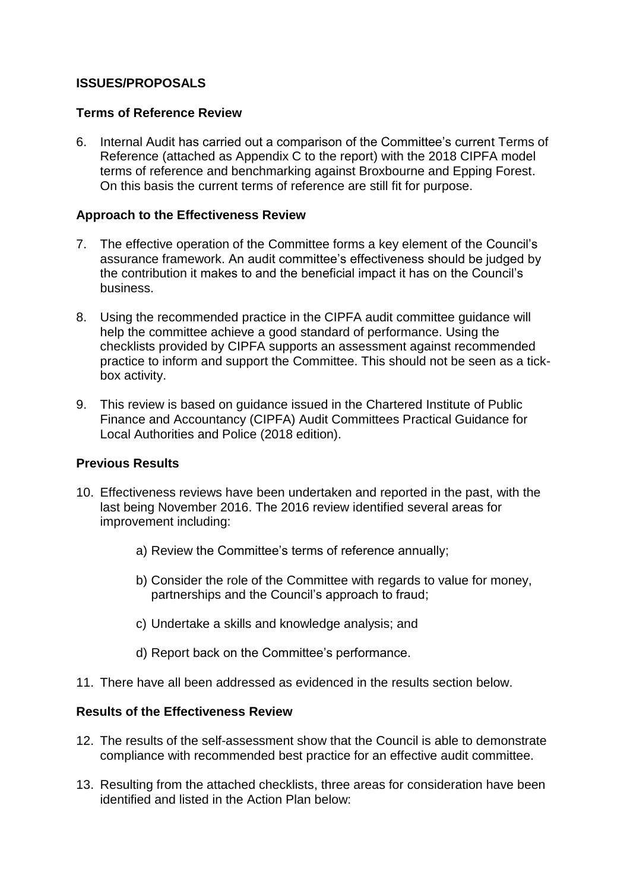## ISSUES/PROPOSALS

### Terms of Reference Review

6. Internal Audit has carried out a comparison of the Committee's current Terms of Reference (attached as Appendix C to the report) with the 2018 CIPFA model terms of reference and benchmarking against Broxbourne and Epping Forest. On this basis the current terms of reference are still fit for purpose.

### Approach to the Effectiveness Review

7. The effective operation of the Committee forms a key element of the Council's assurance framework. An audit committee's effectiveness should be judged by the contribution it makes to and the beneficial impact it has on the Council's business.

8. Using the recommended practice in the CIPFA audit committee guidance will help the committee achieve a good standard of performance. Using the checklists provided by CIPFA supports an assessment against recommended practice to inform and support the Committee. This should not be seen as a tick-box activity.

9. This review is based on guidance issued in the Chartered Institute of Public Finance and Accountancy (CIPFA) Audit Committees Practical Guidance for Local Authorities and Police (2018 edition).

### Previous Results

10. Effectiveness reviews have been undertaken and reported in the past, with the last being November 2016. The 2016 review identified several areas for improvement including:

    a) Review the Committee's terms of reference annually;

    b) Consider the role of the Committee with regards to value for money, partnerships and the Council's approach to fraud;

    c) Undertake a skills and knowledge analysis; and

    d) Report back on the Committee's performance.

11. There have all been addressed as evidenced in the results section below.

### Results of the Effectiveness Review

12. The results of the self-assessment show that the Council is able to demonstrate compliance with recommended best practice for an effective audit committee.

13. Resulting from the attached checklists, three areas for consideration have been identified and listed in the Action Plan below: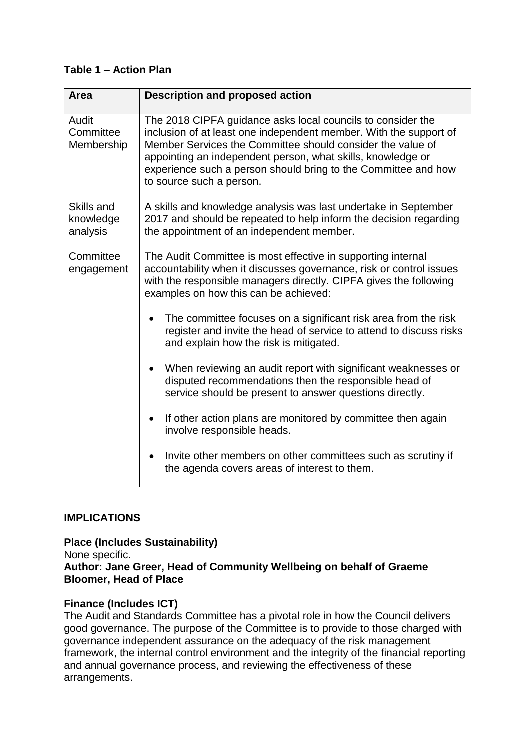**Table 1 – Action Plan**

| Area | Description and proposed action |
|---|---|
| Audit Committee Membership | The 2018 CIPFA guidance asks local councils to consider the inclusion of at least one independent member. With the support of Member Services the Committee should consider the value of appointing an independent person, what skills, knowledge or experience such a person should bring to the Committee and how to source such a person. |
| Skills and knowledge analysis | A skills and knowledge analysis was last undertake in September 2017 and should be repeated to help inform the decision regarding the appointment of an independent member. |
| Committee engagement | The Audit Committee is most effective in supporting internal accountability when it discusses governance, risk or control issues with the responsible managers directly. CIPFA gives the following examples on how this can be achieved: <br><br> • The committee focuses on a significant risk area from the risk register and invite the head of service to attend to discuss risks and explain how the risk is mitigated. <br><br> • When reviewing an audit report with significant weaknesses or disputed recommendations then the responsible head of service should be present to answer questions directly. <br><br> • If other action plans are monitored by committee then again involve responsible heads. <br><br> • Invite other members on other committees such as scrutiny if the agenda covers areas of interest to them. |

## IMPLICATIONS

**Place (Includes Sustainability)**

None specific.

**Author: Jane Greer, Head of Community Wellbeing on behalf of Graeme Bloomer, Head of Place**

**Finance (Includes ICT)**

The Audit and Standards Committee has a pivotal role in how the Council delivers good governance. The purpose of the Committee is to provide to those charged with governance independent assurance on the adequacy of the risk management framework, the internal control environment and the integrity of the financial reporting and annual governance process, and reviewing the effectiveness of these arrangements.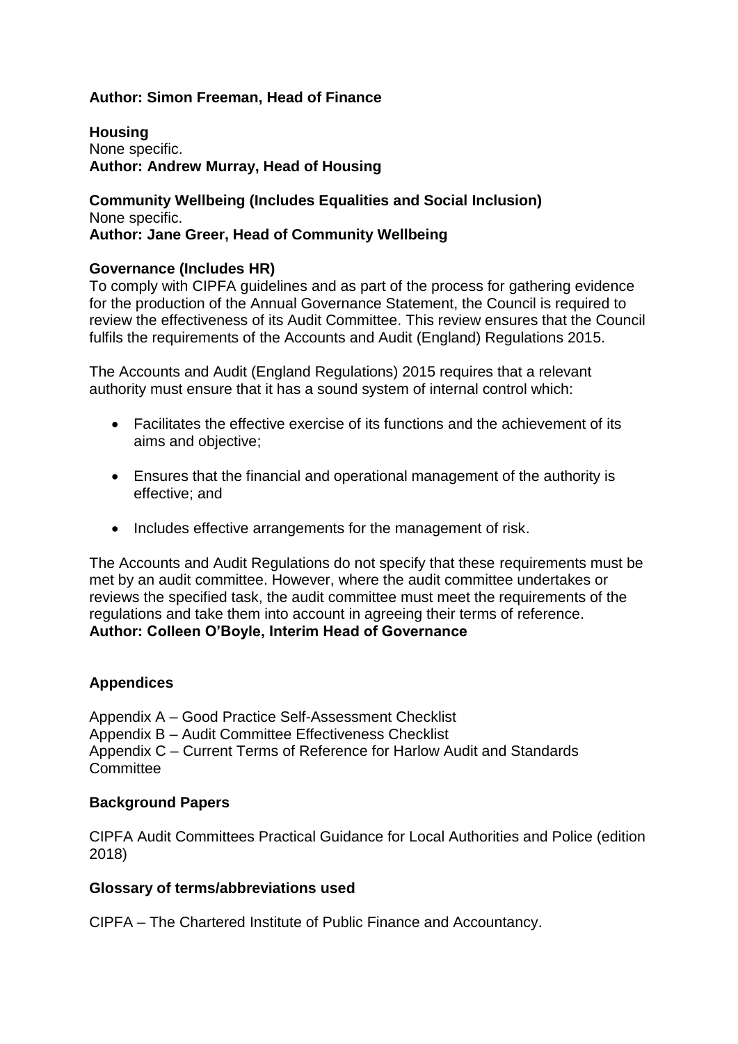**Author: Simon Freeman, Head of Finance**

**Housing**
None specific.
**Author: Andrew Murray, Head of Housing**

**Community Wellbeing (Includes Equalities and Social Inclusion)**
None specific.
**Author: Jane Greer, Head of Community Wellbeing**

**Governance (Includes HR)**
To comply with CIPFA guidelines and as part of the process for gathering evidence for the production of the Annual Governance Statement, the Council is required to review the effectiveness of its Audit Committee. This review ensures that the Council fulfils the requirements of the Accounts and Audit (England) Regulations 2015.

The Accounts and Audit (England Regulations) 2015 requires that a relevant authority must ensure that it has a sound system of internal control which:

- Facilitates the effective exercise of its functions and the achievement of its aims and objective;
- Ensures that the financial and operational management of the authority is effective; and
- Includes effective arrangements for the management of risk.

The Accounts and Audit Regulations do not specify that these requirements must be met by an audit committee. However, where the audit committee undertakes or reviews the specified task, the audit committee must meet the requirements of the regulations and take them into account in agreeing their terms of reference.
**Author: Colleen O'Boyle, Interim Head of Governance**

## Appendices

Appendix A – Good Practice Self-Assessment Checklist
Appendix B – Audit Committee Effectiveness Checklist
Appendix C – Current Terms of Reference for Harlow Audit and Standards Committee

## Background Papers

CIPFA Audit Committees Practical Guidance for Local Authorities and Police (edition 2018)

## Glossary of terms/abbreviations used

CIPFA – The Chartered Institute of Public Finance and Accountancy.